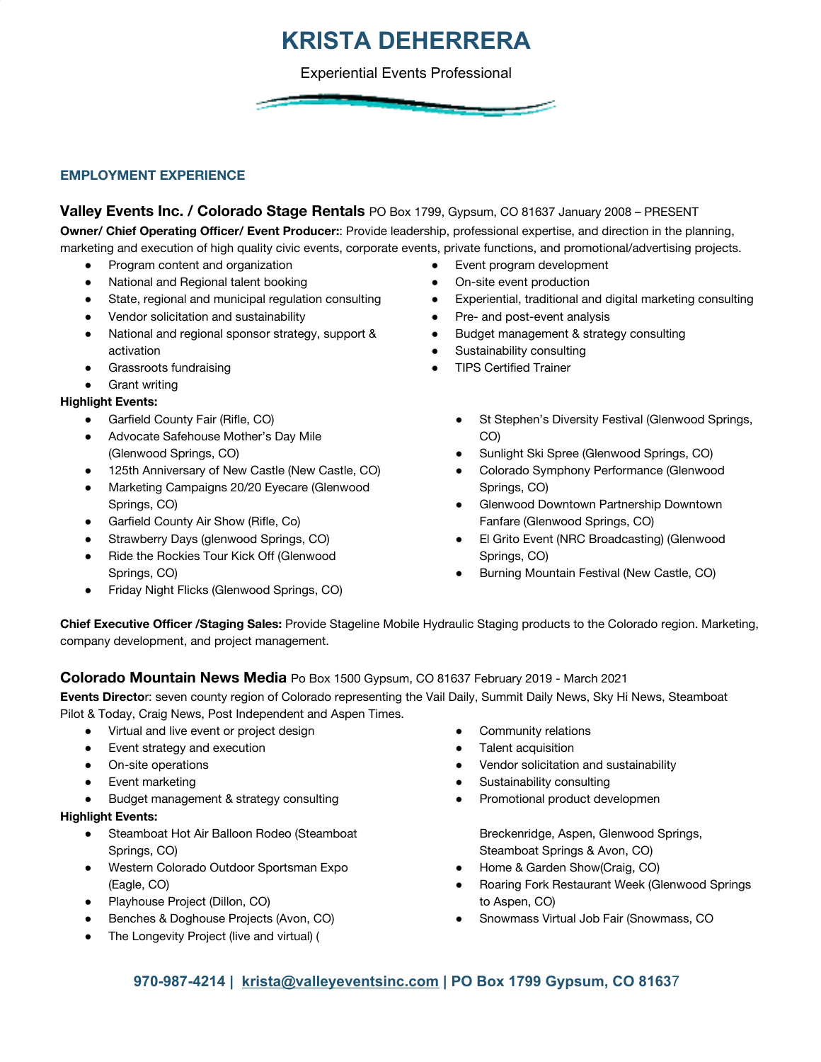# KRISTA DEHERRERA

Experiential Events Professional

## EMPLOYMENT EXPERIENCE

### Valley Events Inc. / Colorado Stage Rentals PO Box 1799, Gypsum, CO 81637 January 2008 – PRESENT

**Owner/ Chief Operating Officer/ Event Producer:**: Provide leadership, professional expertise, and direction in the planning, marketing and execution of high quality civic events, corporate events, private functions, and promotional/advertising projects.

- Program content and organization
- National and Regional talent booking
- State, regional and municipal regulation consulting
- Vendor solicitation and sustainability
- National and regional sponsor strategy, support & activation
- Grassroots fundraising
- Grant writing
- Event program development
- On-site event production
- Experiential, traditional and digital marketing consulting
- Pre- and post-event analysis
- Budget management & strategy consulting
- Sustainability consulting
- TIPS Certified Trainer

**Highlight Events:**

- Garfield County Fair (Rifle, CO)
- Advocate Safehouse Mother's Day Mile (Glenwood Springs, CO)
- 125th Anniversary of New Castle (New Castle, CO)
- Marketing Campaigns 20/20 Eyecare (Glenwood Springs, CO)
- Garfield County Air Show (Rifle, Co)
- Strawberry Days (glenwood Springs, CO)
- Ride the Rockies Tour Kick Off (Glenwood Springs, CO)
- Friday Night Flicks (Glenwood Springs, CO)
- St Stephen's Diversity Festival (Glenwood Springs, CO)
- Sunlight Ski Spree (Glenwood Springs, CO)
- Colorado Symphony Performance (Glenwood Springs, CO)
- Glenwood Downtown Partnership Downtown Fanfare (Glenwood Springs, CO)
- El Grito Event (NRC Broadcasting) (Glenwood Springs, CO)
- Burning Mountain Festival (New Castle, CO)

**Chief Executive Officer /Staging Sales:** Provide Stageline Mobile Hydraulic Staging products to the Colorado region. Marketing, company development, and project management.

### Colorado Mountain News Media Po Box 1500 Gypsum, CO 81637 February 2019 - March 2021

**Events Director**: seven county region of Colorado representing the Vail Daily, Summit Daily News, Sky Hi News, Steamboat Pilot & Today, Craig News, Post Independent and Aspen Times.

- Virtual and live event or project design
- Event strategy and execution
- On-site operations
- Event marketing
- Budget management & strategy consulting
- Community relations
- Talent acquisition
- Vendor solicitation and sustainability
- Sustainability consulting
- Promotional product developmen

**Highlight Events:**

- Steamboat Hot Air Balloon Rodeo (Steamboat Springs, CO)
- Western Colorado Outdoor Sportsman Expo (Eagle, CO)
- Playhouse Project (Dillon, CO)
- Benches & Doghouse Projects (Avon, CO)
- The Longevity Project (live and virtual) (

Breckenridge, Aspen, Glenwood Springs, Steamboat Springs & Avon, CO)

- Home & Garden Show(Craig, CO)
- Roaring Fork Restaurant Week (Glenwood Springs to Aspen, CO)
- Snowmass Virtual Job Fair (Snowmass, CO

**970-987-4214 | krista@valleyeventsinc.com | PO Box 1799 Gypsum, CO 81637**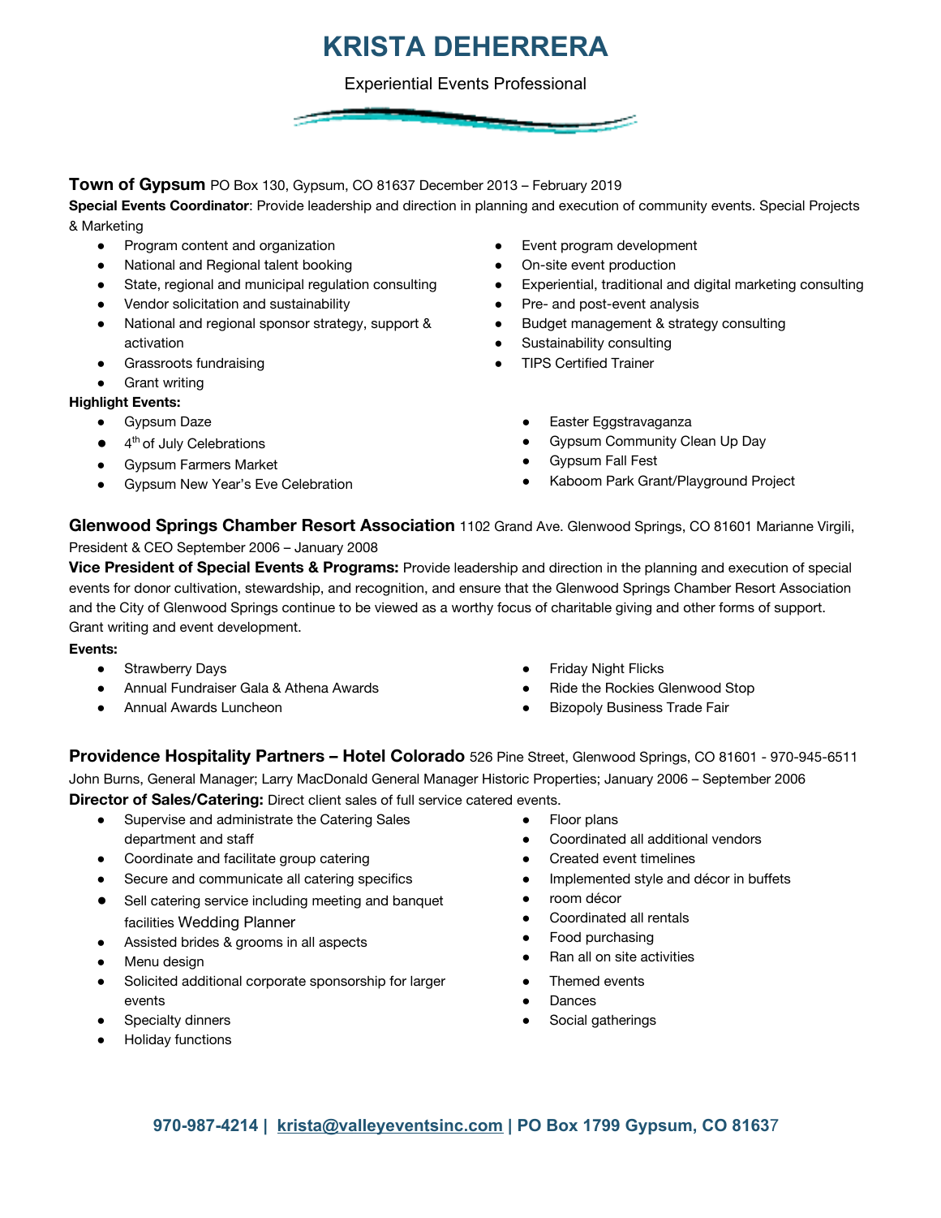# KRISTA DEHERRERA

Experiential Events Professional

**Town of Gypsum** PO Box 130, Gypsum, CO 81637 December 2013 – February 2019

**Special Events Coordinator**: Provide leadership and direction in planning and execution of community events. Special Projects & Marketing

- Program content and organization
- National and Regional talent booking
- State, regional and municipal regulation consulting
- Vendor solicitation and sustainability
- National and regional sponsor strategy, support & activation
- Grassroots fundraising
- Grant writing
- Event program development
- On-site event production
- Experiential, traditional and digital marketing consulting
- Pre- and post-event analysis
- Budget management & strategy consulting
- Sustainability consulting
- TIPS Certified Trainer

**Highlight Events:**

- Gypsum Daze
- 4th of July Celebrations
- Gypsum Farmers Market
- Gypsum New Year's Eve Celebration
- Easter Eggstravaganza
- Gypsum Community Clean Up Day
- Gypsum Fall Fest
- Kaboom Park Grant/Playground Project

**Glenwood Springs Chamber Resort Association** 1102 Grand Ave. Glenwood Springs, CO 81601 Marianne Virgili, President & CEO September 2006 – January 2008

**Vice President of Special Events & Programs:** Provide leadership and direction in the planning and execution of special events for donor cultivation, stewardship, and recognition, and ensure that the Glenwood Springs Chamber Resort Association and the City of Glenwood Springs continue to be viewed as a worthy focus of charitable giving and other forms of support. Grant writing and event development.

**Events:**

- Strawberry Days
- Annual Fundraiser Gala & Athena Awards
- Annual Awards Luncheon
- Friday Night Flicks
- Ride the Rockies Glenwood Stop
- Bizopoly Business Trade Fair

**Providence Hospitality Partners – Hotel Colorado** 526 Pine Street, Glenwood Springs, CO 81601 - 970-945-6511 John Burns, General Manager; Larry MacDonald General Manager Historic Properties; January 2006 – September 2006

**Director of Sales/Catering:** Direct client sales of full service catered events.

- Supervise and administrate the Catering Sales department and staff
- Coordinate and facilitate group catering
- Secure and communicate all catering specifics
- Sell catering service including meeting and banquet facilities Wedding Planner
- Assisted brides & grooms in all aspects
- Menu design
- Solicited additional corporate sponsorship for larger events
- Specialty dinners
- Holiday functions
- Floor plans
- Coordinated all additional vendors
- Created event timelines
- Implemented style and décor in buffets
- room décor
- Coordinated all rentals
- Food purchasing
- Ran all on site activities
- Themed events
- Dances
- Social gatherings

**970-987-4214 | krista@valleyeventsinc.com | PO Box 1799 Gypsum, CO 81637**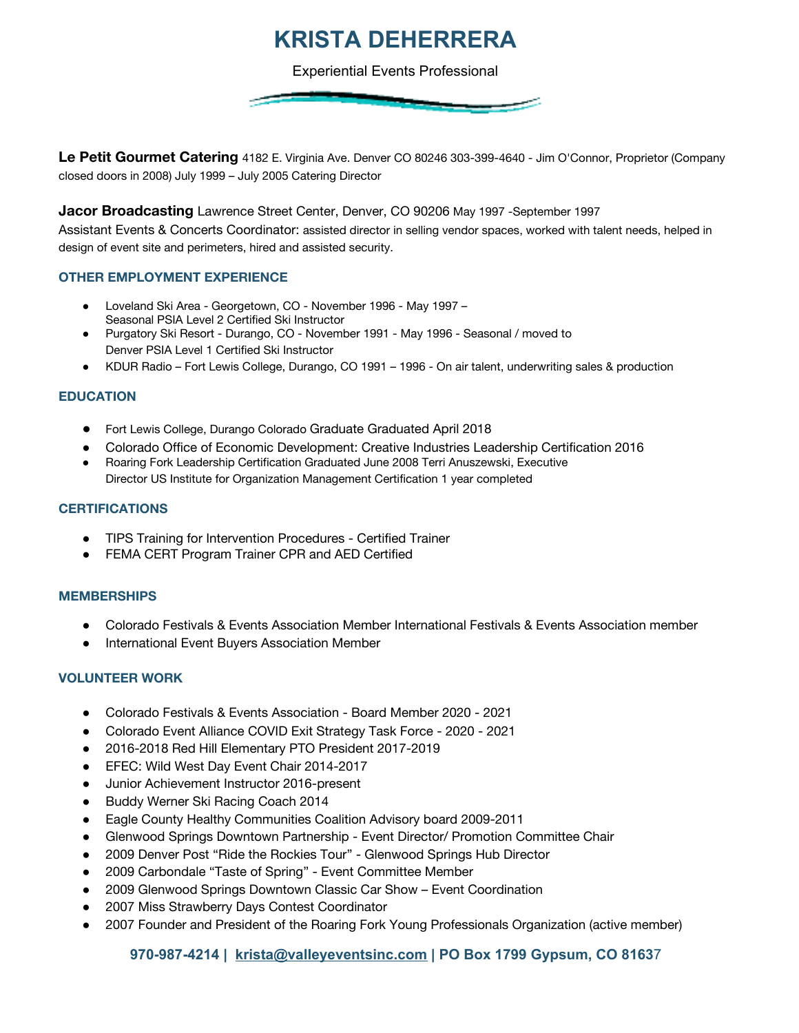# KRISTA DEHERRERA

Experiential Events Professional

**Le Petit Gourmet Catering** 4182 E. Virginia Ave. Denver CO 80246 303-399-4640 - Jim O'Connor, Proprietor (Company closed doors in 2008) July 1999 – July 2005 Catering Director

**Jacor Broadcasting** Lawrence Street Center, Denver, CO 90206 May 1997 -September 1997
Assistant Events & Concerts Coordinator: assisted director in selling vendor spaces, worked with talent needs, helped in design of event site and perimeters, hired and assisted security.

## OTHER EMPLOYMENT EXPERIENCE

- Loveland Ski Area - Georgetown, CO - November 1996 - May 1997 –
  Seasonal PSIA Level 2 Certified Ski Instructor
- Purgatory Ski Resort - Durango, CO - November 1991 - May 1996 - Seasonal / moved to
  Denver PSIA Level 1 Certified Ski Instructor
- KDUR Radio – Fort Lewis College, Durango, CO 1991 – 1996 - On air talent, underwriting sales & production

## EDUCATION

- Fort Lewis College, Durango Colorado Graduate Graduated April 2018
- Colorado Office of Economic Development: Creative Industries Leadership Certification 2016
- Roaring Fork Leadership Certification Graduated June 2008 Terri Anuszewski, Executive
  Director US Institute for Organization Management Certification 1 year completed

## CERTIFICATIONS

- TIPS Training for Intervention Procedures - Certified Trainer
- FEMA CERT Program Trainer CPR and AED Certified

## MEMBERSHIPS

- Colorado Festivals & Events Association Member International Festivals & Events Association member
- International Event Buyers Association Member

## VOLUNTEER WORK

- Colorado Festivals & Events Association - Board Member 2020 - 2021
- Colorado Event Alliance COVID Exit Strategy Task Force - 2020 - 2021
- 2016-2018 Red Hill Elementary PTO President 2017-2019
- EFEC: Wild West Day Event Chair 2014-2017
- Junior Achievement Instructor 2016-present
- Buddy Werner Ski Racing Coach 2014
- Eagle County Healthy Communities Coalition Advisory board 2009-2011
- Glenwood Springs Downtown Partnership - Event Director/ Promotion Committee Chair
- 2009 Denver Post "Ride the Rockies Tour" - Glenwood Springs Hub Director
- 2009 Carbondale "Taste of Spring" - Event Committee Member
- 2009 Glenwood Springs Downtown Classic Car Show – Event Coordination
- 2007 Miss Strawberry Days Contest Coordinator
- 2007 Founder and President of the Roaring Fork Young Professionals Organization (active member)

**970-987-4214 | krista@valleyeventsinc.com | PO Box 1799 Gypsum, CO 81637**